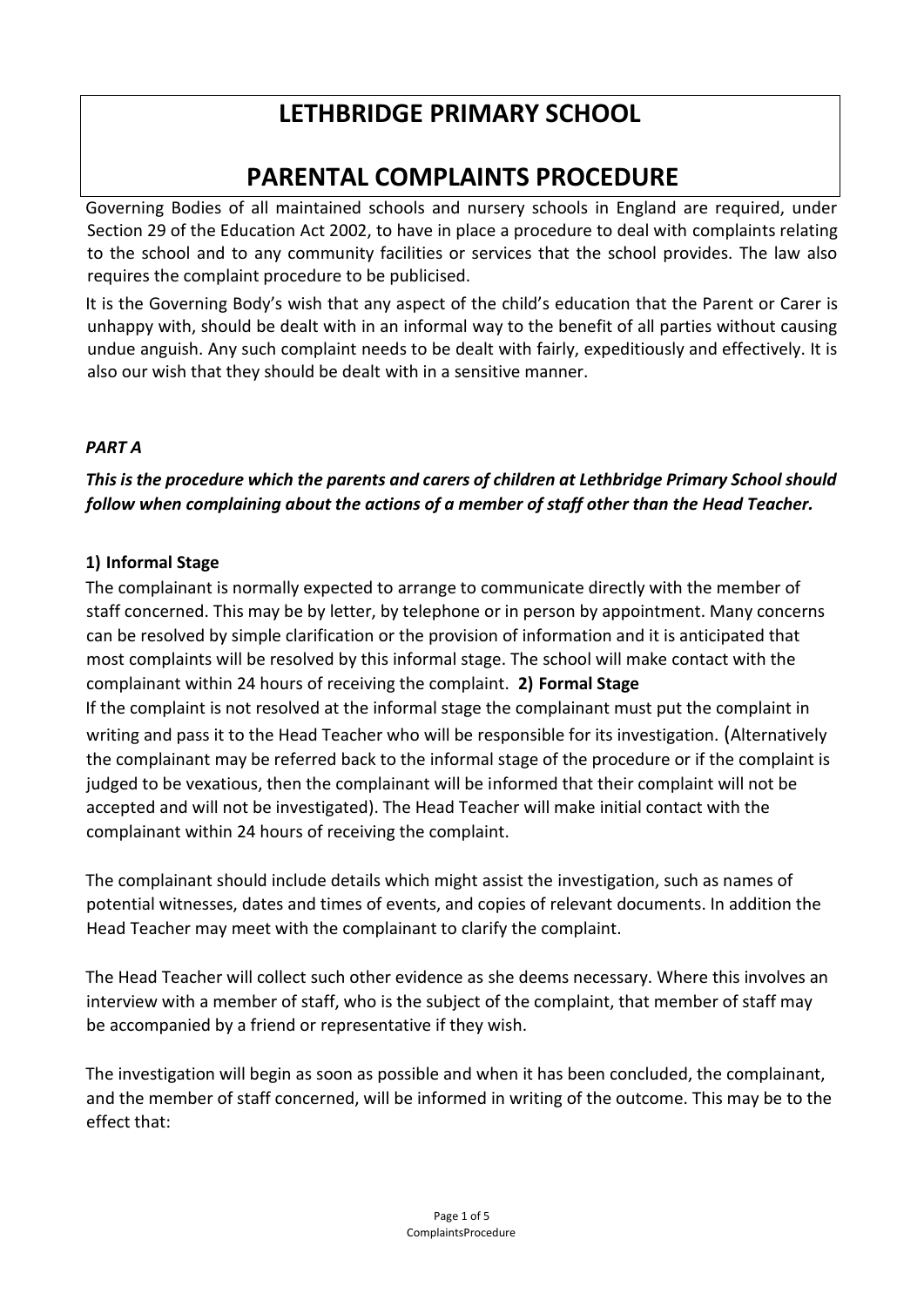# LETHBRIDGE PRIMARY SCHOOL

# PARENTAL COMPLAINTS PROCEDURE

Governing Bodies of all maintained schools and nursery schools in England are required, under Section 29 of the Education Act 2002, to have in place a procedure to deal with complaints relating to the school and to any community facilities or services that the school provides. The law also requires the complaint procedure to be publicised.

It is the Governing Body's wish that any aspect of the child's education that the Parent or Carer is unhappy with, should be dealt with in an informal way to the benefit of all parties without causing undue anguish. Any such complaint needs to be dealt with fairly, expeditiously and effectively. It is also our wish that they should be dealt with in a sensitive manner.

***PART A***

***This is the procedure which the parents and carers of children at Lethbridge Primary School should follow when complaining about the actions of a member of staff other than the Head Teacher.***

**1) Informal Stage**

The complainant is normally expected to arrange to communicate directly with the member of staff concerned. This may be by letter, by telephone or in person by appointment. Many concerns can be resolved by simple clarification or the provision of information and it is anticipated that most complaints will be resolved by this informal stage. The school will make contact with the complainant within 24 hours of receiving the complaint.

**2) Formal Stage**

If the complaint is not resolved at the informal stage the complainant must put the complaint in writing and pass it to the Head Teacher who will be responsible for its investigation. (Alternatively the complainant may be referred back to the informal stage of the procedure or if the complaint is judged to be vexatious, then the complainant will be informed that their complaint will not be accepted and will not be investigated). The Head Teacher will make initial contact with the complainant within 24 hours of receiving the complaint.

The complainant should include details which might assist the investigation, such as names of potential witnesses, dates and times of events, and copies of relevant documents. In addition the Head Teacher may meet with the complainant to clarify the complaint.

The Head Teacher will collect such other evidence as she deems necessary. Where this involves an interview with a member of staff, who is the subject of the complaint, that member of staff may be accompanied by a friend or representative if they wish.

The investigation will begin as soon as possible and when it has been concluded, the complainant, and the member of staff concerned, will be informed in writing of the outcome. This may be to the effect that: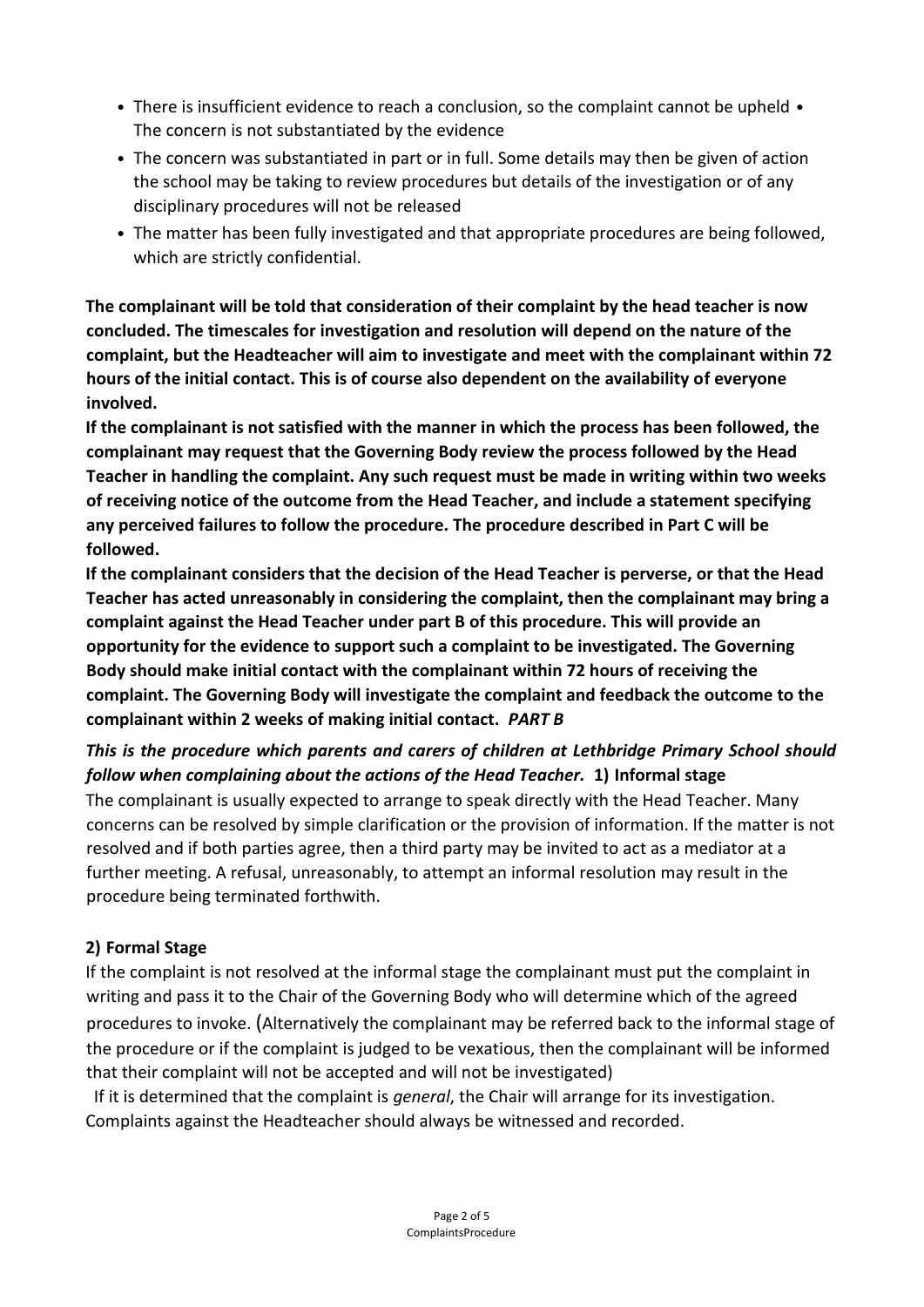- There is insufficient evidence to reach a conclusion, so the complaint cannot be upheld • The concern is not substantiated by the evidence
- The concern was substantiated in part or in full. Some details may then be given of action the school may be taking to review procedures but details of the investigation or of any disciplinary procedures will not be released
- The matter has been fully investigated and that appropriate procedures are being followed, which are strictly confidential.

**The complainant will be told that consideration of their complaint by the head teacher is now concluded. The timescales for investigation and resolution will depend on the nature of the complaint, but the Headteacher will aim to investigate and meet with the complainant within 72 hours of the initial contact. This is of course also dependent on the availability of everyone involved.**

**If the complainant is not satisfied with the manner in which the process has been followed, the complainant may request that the Governing Body review the process followed by the Head Teacher in handling the complaint. Any such request must be made in writing within two weeks of receiving notice of the outcome from the Head Teacher, and include a statement specifying any perceived failures to follow the procedure. The procedure described in Part C will be followed.**

**If the complainant considers that the decision of the Head Teacher is perverse, or that the Head Teacher has acted unreasonably in considering the complaint, then the complainant may bring a complaint against the Head Teacher under part B of this procedure. This will provide an opportunity for the evidence to support such a complaint to be investigated. The Governing Body should make initial contact with the complainant within 72 hours of receiving the complaint. The Governing Body will investigate the complaint and feedback the outcome to the complainant within 2 weeks of making initial contact.**

## *PART B*

***This is the procedure which parents and carers of children at Lethbridge Primary School should follow when complaining about the actions of the Head Teacher.***

### 1) Informal stage

The complainant is usually expected to arrange to speak directly with the Head Teacher. Many concerns can be resolved by simple clarification or the provision of information. If the matter is not resolved and if both parties agree, then a third party may be invited to act as a mediator at a further meeting. A refusal, unreasonably, to attempt an informal resolution may result in the procedure being terminated forthwith.

### 2) Formal Stage

If the complaint is not resolved at the informal stage the complainant must put the complaint in writing and pass it to the Chair of the Governing Body who will determine which of the agreed procedures to invoke. (Alternatively the complainant may be referred back to the informal stage of the procedure or if the complaint is judged to be vexatious, then the complainant will be informed that their complaint will not be accepted and will not be investigated)

If it is determined that the complaint is *general*, the Chair will arrange for its investigation. Complaints against the Headteacher should always be witnessed and recorded.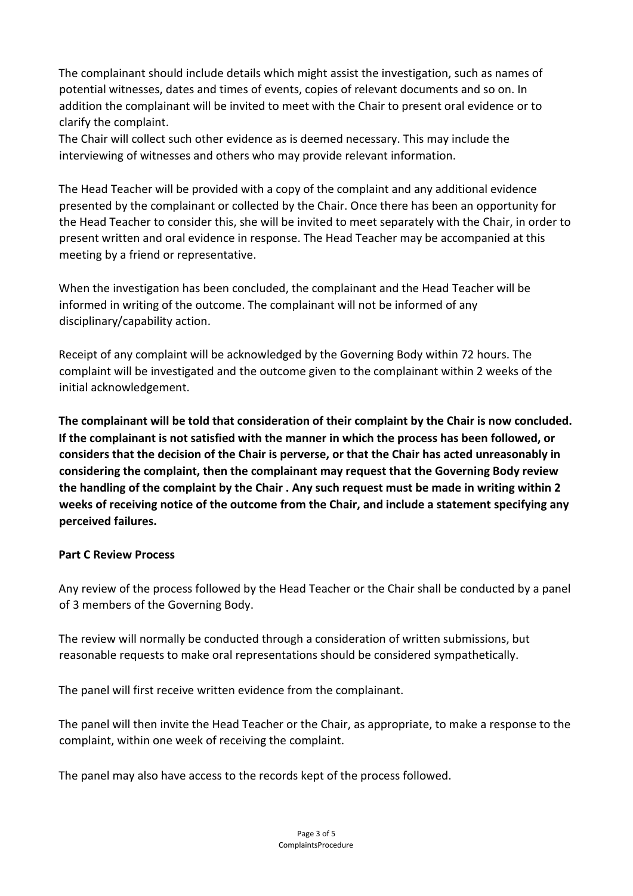The complainant should include details which might assist the investigation, such as names of potential witnesses, dates and times of events, copies of relevant documents and so on. In addition the complainant will be invited to meet with the Chair to present oral evidence or to clarify the complaint.
The Chair will collect such other evidence as is deemed necessary. This may include the interviewing of witnesses and others who may provide relevant information.

The Head Teacher will be provided with a copy of the complaint and any additional evidence presented by the complainant or collected by the Chair. Once there has been an opportunity for the Head Teacher to consider this, she will be invited to meet separately with the Chair, in order to present written and oral evidence in response. The Head Teacher may be accompanied at this meeting by a friend or representative.

When the investigation has been concluded, the complainant and the Head Teacher will be informed in writing of the outcome. The complainant will not be informed of any disciplinary/capability action.

Receipt of any complaint will be acknowledged by the Governing Body within 72 hours. The complaint will be investigated and the outcome given to the complainant within 2 weeks of the initial acknowledgement.

**The complainant will be told that consideration of their complaint by the Chair is now concluded. If the complainant is not satisfied with the manner in which the process has been followed, or considers that the decision of the Chair is perverse, or that the Chair has acted unreasonably in considering the complaint, then the complainant may request that the Governing Body review the handling of the complaint by the Chair . Any such request must be made in writing within 2 weeks of receiving notice of the outcome from the Chair, and include a statement specifying any perceived failures.**

**Part C Review Process**

Any review of the process followed by the Head Teacher or the Chair shall be conducted by a panel of 3 members of the Governing Body.

The review will normally be conducted through a consideration of written submissions, but reasonable requests to make oral representations should be considered sympathetically.

The panel will first receive written evidence from the complainant.

The panel will then invite the Head Teacher or the Chair, as appropriate, to make a response to the complaint, within one week of receiving the complaint.

The panel may also have access to the records kept of the process followed.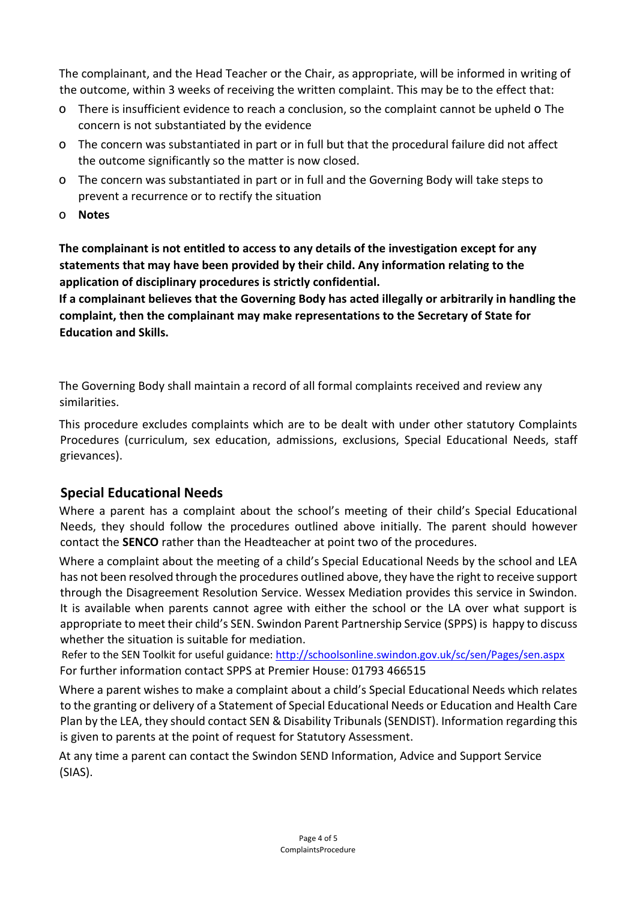The complainant, and the Head Teacher or the Chair, as appropriate, will be informed in writing of the outcome, within 3 weeks of receiving the written complaint. This may be to the effect that:

- There is insufficient evidence to reach a conclusion, so the complaint cannot be upheld
- The concern is not substantiated by the evidence
- The concern was substantiated in part or in full but that the procedural failure did not affect the outcome significantly so the matter is now closed.
- The concern was substantiated in part or in full and the Governing Body will take steps to prevent a recurrence or to rectify the situation
- **Notes**

**The complainant is not entitled to access to any details of the investigation except for any statements that may have been provided by their child. Any information relating to the application of disciplinary procedures is strictly confidential.**

**If a complainant believes that the Governing Body has acted illegally or arbitrarily in handling the complaint, then the complainant may make representations to the Secretary of State for Education and Skills.**

The Governing Body shall maintain a record of all formal complaints received and review any similarities.

This procedure excludes complaints which are to be dealt with under other statutory Complaints Procedures (curriculum, sex education, admissions, exclusions, Special Educational Needs, staff grievances).

## Special Educational Needs

Where a parent has a complaint about the school's meeting of their child's Special Educational Needs, they should follow the procedures outlined above initially. The parent should however contact the **SENCO** rather than the Headteacher at point two of the procedures.

Where a complaint about the meeting of a child's Special Educational Needs by the school and LEA has not been resolved through the procedures outlined above, they have the right to receive support through the Disagreement Resolution Service. Wessex Mediation provides this service in Swindon. It is available when parents cannot agree with either the school or the LA over what support is appropriate to meet their child's SEN. Swindon Parent Partnership Service (SPPS) is happy to discuss whether the situation is suitable for mediation.

Refer to the SEN Toolkit for useful guidance: http://schoolsonline.swindon.gov.uk/sc/sen/Pages/sen.aspx

For further information contact SPPS at Premier House: 01793 466515

Where a parent wishes to make a complaint about a child's Special Educational Needs which relates to the granting or delivery of a Statement of Special Educational Needs or Education and Health Care Plan by the LEA, they should contact SEN & Disability Tribunals (SENDIST). Information regarding this is given to parents at the point of request for Statutory Assessment.

At any time a parent can contact the Swindon SEND Information, Advice and Support Service (SIAS).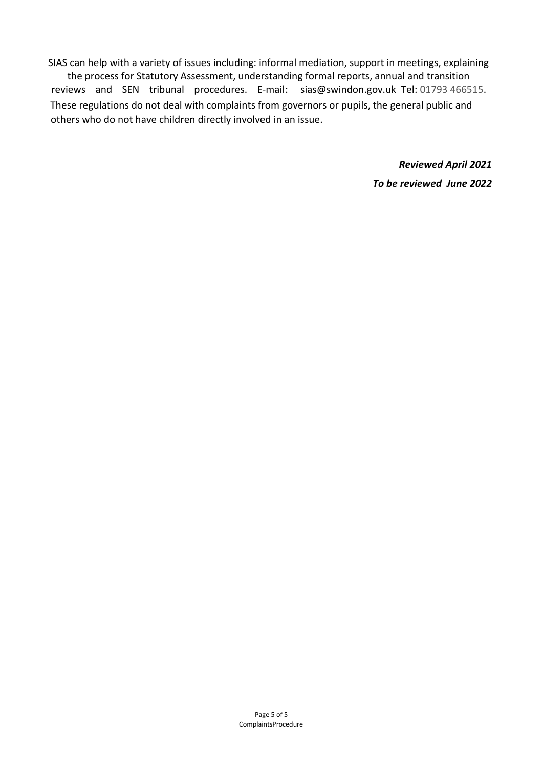SIAS can help with a variety of issues including: informal mediation, support in meetings, explaining the process for Statutory Assessment, understanding formal reports, annual and transition reviews and SEN tribunal procedures. E-mail: sias@swindon.gov.uk Tel: 01793 466515.

These regulations do not deal with complaints from governors or pupils, the general public and others who do not have children directly involved in an issue.

***Reviewed April 2021***

***To be reviewed June 2022***